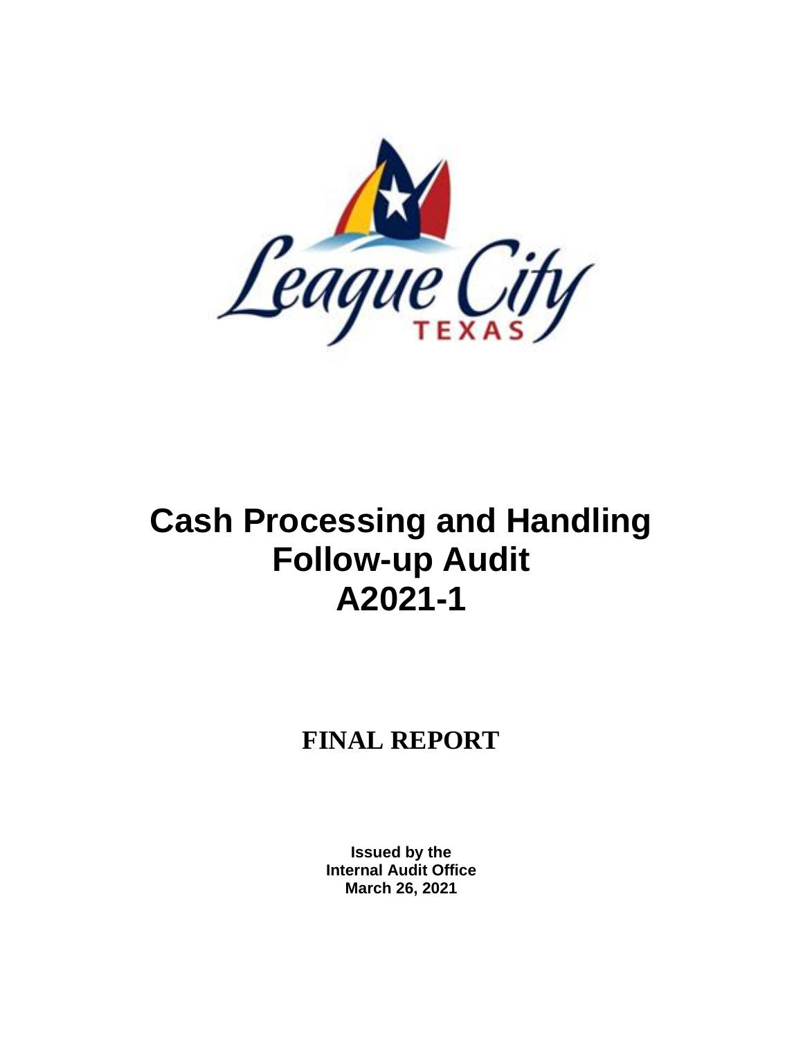# Cash Processing and Handling Follow-up Audit A2021-1

## FINAL REPORT

**Issued by the**
**Internal Audit Office**
**March 26, 2021**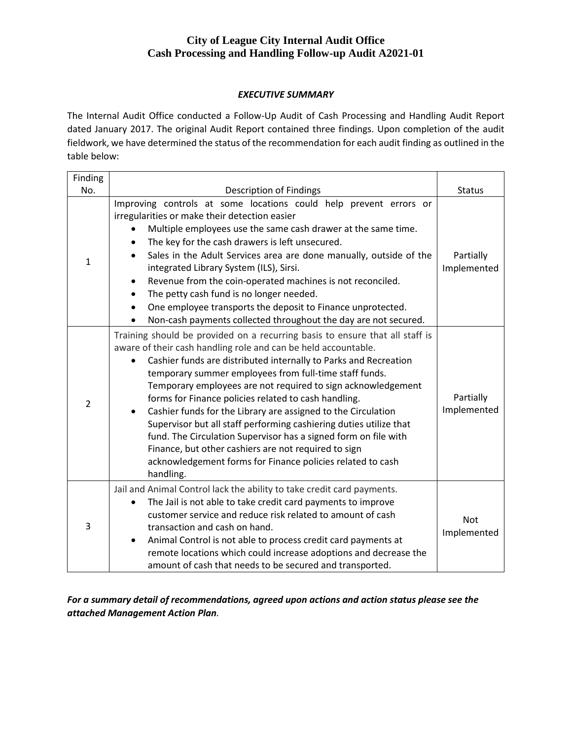# City of League City Internal Audit Office
# Cash Processing and Handling Follow-up Audit A2021-01

***EXECUTIVE SUMMARY***

The Internal Audit Office conducted a Follow-Up Audit of Cash Processing and Handling Audit Report dated January 2017. The original Audit Report contained three findings. Upon completion of the audit fieldwork, we have determined the status of the recommendation for each audit finding as outlined in the table below:

| Finding No. | Description of Findings | Status |
|---|---|---|
| 1 | Improving controls at some locations could help prevent errors or irregularities or make their detection easier<br>• Multiple employees use the same cash drawer at the same time.<br>• The key for the cash drawers is left unsecured.<br>• Sales in the Adult Services area are done manually, outside of the integrated Library System (ILS), Sirsi.<br>• Revenue from the coin-operated machines is not reconciled.<br>• The petty cash fund is no longer needed.<br>• One employee transports the deposit to Finance unprotected.<br>• Non-cash payments collected throughout the day are not secured. | Partially Implemented |
| 2 | Training should be provided on a recurring basis to ensure that all staff is aware of their cash handling role and can be held accountable.<br>• Cashier funds are distributed internally to Parks and Recreation temporary summer employees from full-time staff funds. Temporary employees are not required to sign acknowledgement forms for Finance policies related to cash handling.<br>• Cashier funds for the Library are assigned to the Circulation Supervisor but all staff performing cashiering duties utilize that fund. The Circulation Supervisor has a signed form on file with Finance, but other cashiers are not required to sign acknowledgement forms for Finance policies related to cash handling. | Partially Implemented |
| 3 | Jail and Animal Control lack the ability to take credit card payments.<br>• The Jail is not able to take credit card payments to improve customer service and reduce risk related to amount of cash transaction and cash on hand.<br>• Animal Control is not able to process credit card payments at remote locations which could increase adoptions and decrease the amount of cash that needs to be secured and transported. | Not Implemented |

***For a summary detail of recommendations, agreed upon actions and action status please see the attached Management Action Plan.***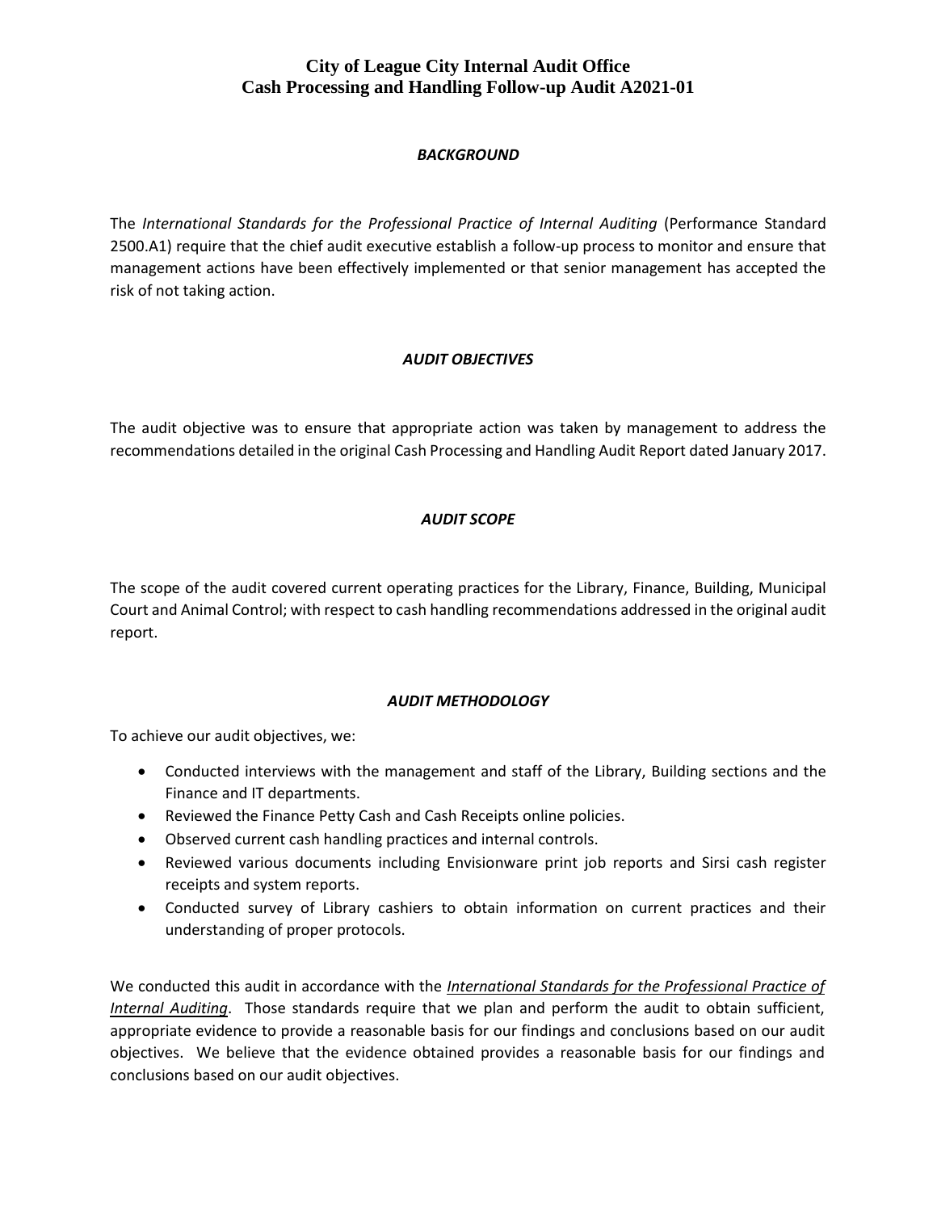# City of League City Internal Audit Office
# Cash Processing and Handling Follow-up Audit A2021-01

### *BACKGROUND*

The *International Standards for the Professional Practice of Internal Auditing* (Performance Standard 2500.A1) require that the chief audit executive establish a follow-up process to monitor and ensure that management actions have been effectively implemented or that senior management has accepted the risk of not taking action.

### *AUDIT OBJECTIVES*

The audit objective was to ensure that appropriate action was taken by management to address the recommendations detailed in the original Cash Processing and Handling Audit Report dated January 2017.

### *AUDIT SCOPE*

The scope of the audit covered current operating practices for the Library, Finance, Building, Municipal Court and Animal Control; with respect to cash handling recommendations addressed in the original audit report.

### *AUDIT METHODOLOGY*

To achieve our audit objectives, we:

- Conducted interviews with the management and staff of the Library, Building sections and the Finance and IT departments.
- Reviewed the Finance Petty Cash and Cash Receipts online policies.
- Observed current cash handling practices and internal controls.
- Reviewed various documents including Envisionware print job reports and Sirsi cash register receipts and system reports.
- Conducted survey of Library cashiers to obtain information on current practices and their understanding of proper protocols.

We conducted this audit in accordance with the ***International Standards for the Professional Practice of Internal Auditing***. Those standards require that we plan and perform the audit to obtain sufficient, appropriate evidence to provide a reasonable basis for our findings and conclusions based on our audit objectives. We believe that the evidence obtained provides a reasonable basis for our findings and conclusions based on our audit objectives.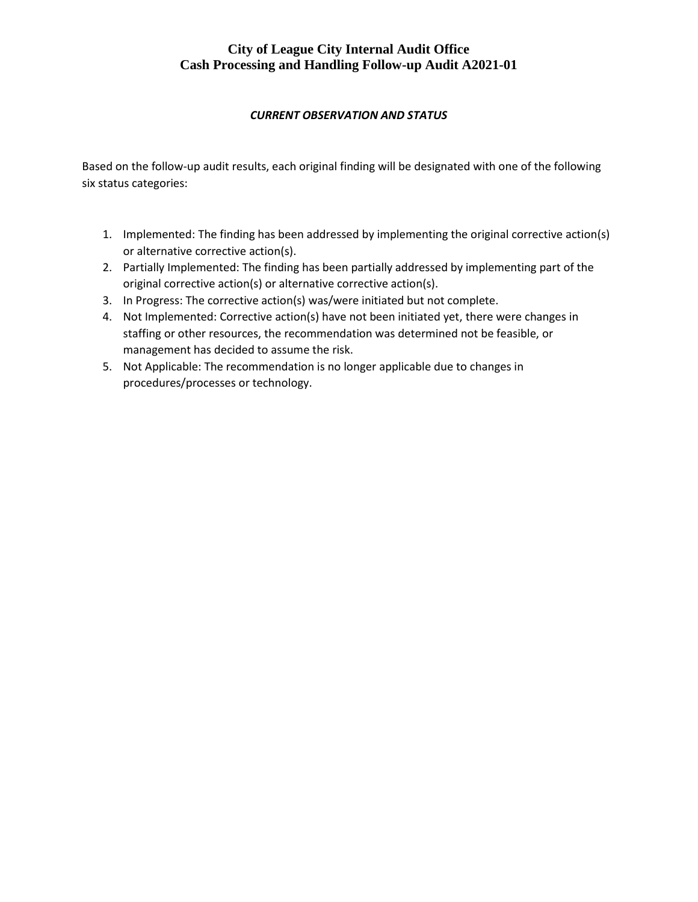# City of League City Internal Audit Office
# Cash Processing and Handling Follow-up Audit A2021-01

***CURRENT OBSERVATION AND STATUS***

Based on the follow-up audit results, each original finding will be designated with one of the following six status categories:

1. Implemented: The finding has been addressed by implementing the original corrective action(s) or alternative corrective action(s).
2. Partially Implemented: The finding has been partially addressed by implementing part of the original corrective action(s) or alternative corrective action(s).
3. In Progress: The corrective action(s) was/were initiated but not complete.
4. Not Implemented: Corrective action(s) have not been initiated yet, there were changes in staffing or other resources, the recommendation was determined not be feasible, or management has decided to assume the risk.
5. Not Applicable: The recommendation is no longer applicable due to changes in procedures/processes or technology.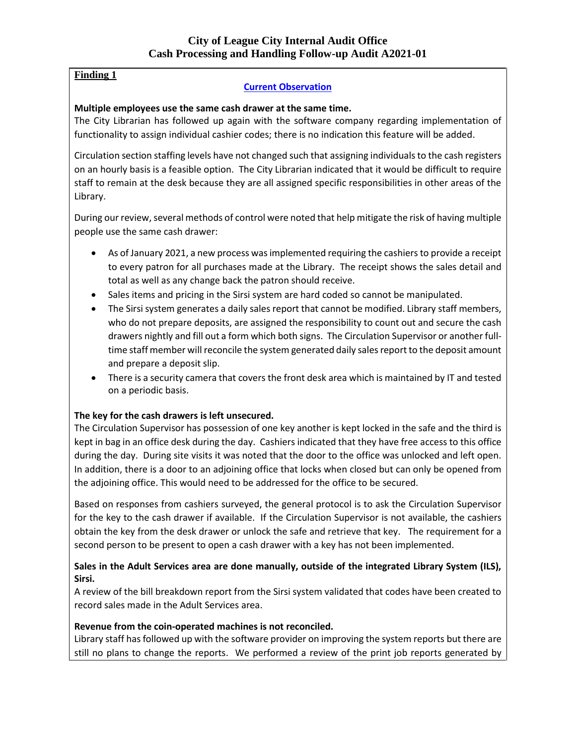# City of League City Internal Audit Office
# Cash Processing and Handling Follow-up Audit A2021-01

**Finding 1**

**Current Observation**

**Multiple employees use the same cash drawer at the same time.**

The City Librarian has followed up again with the software company regarding implementation of functionality to assign individual cashier codes; there is no indication this feature will be added.

Circulation section staffing levels have not changed such that assigning individuals to the cash registers on an hourly basis is a feasible option. The City Librarian indicated that it would be difficult to require staff to remain at the desk because they are all assigned specific responsibilities in other areas of the Library.

During our review, several methods of control were noted that help mitigate the risk of having multiple people use the same cash drawer:

- As of January 2021, a new process was implemented requiring the cashiers to provide a receipt to every patron for all purchases made at the Library. The receipt shows the sales detail and total as well as any change back the patron should receive.
- Sales items and pricing in the Sirsi system are hard coded so cannot be manipulated.
- The Sirsi system generates a daily sales report that cannot be modified. Library staff members, who do not prepare deposits, are assigned the responsibility to count out and secure the cash drawers nightly and fill out a form which both signs. The Circulation Supervisor or another full-time staff member will reconcile the system generated daily sales report to the deposit amount and prepare a deposit slip.
- There is a security camera that covers the front desk area which is maintained by IT and tested on a periodic basis.

**The key for the cash drawers is left unsecured.**

The Circulation Supervisor has possession of one key another is kept locked in the safe and the third is kept in bag in an office desk during the day. Cashiers indicated that they have free access to this office during the day. During site visits it was noted that the door to the office was unlocked and left open. In addition, there is a door to an adjoining office that locks when closed but can only be opened from the adjoining office. This would need to be addressed for the office to be secured.

Based on responses from cashiers surveyed, the general protocol is to ask the Circulation Supervisor for the key to the cash drawer if available. If the Circulation Supervisor is not available, the cashiers obtain the key from the desk drawer or unlock the safe and retrieve that key. The requirement for a second person to be present to open a cash drawer with a key has not been implemented.

**Sales in the Adult Services area are done manually, outside of the integrated Library System (ILS), Sirsi.**

A review of the bill breakdown report from the Sirsi system validated that codes have been created to record sales made in the Adult Services area.

**Revenue from the coin-operated machines is not reconciled.**

Library staff has followed up with the software provider on improving the system reports but there are still no plans to change the reports. We performed a review of the print job reports generated by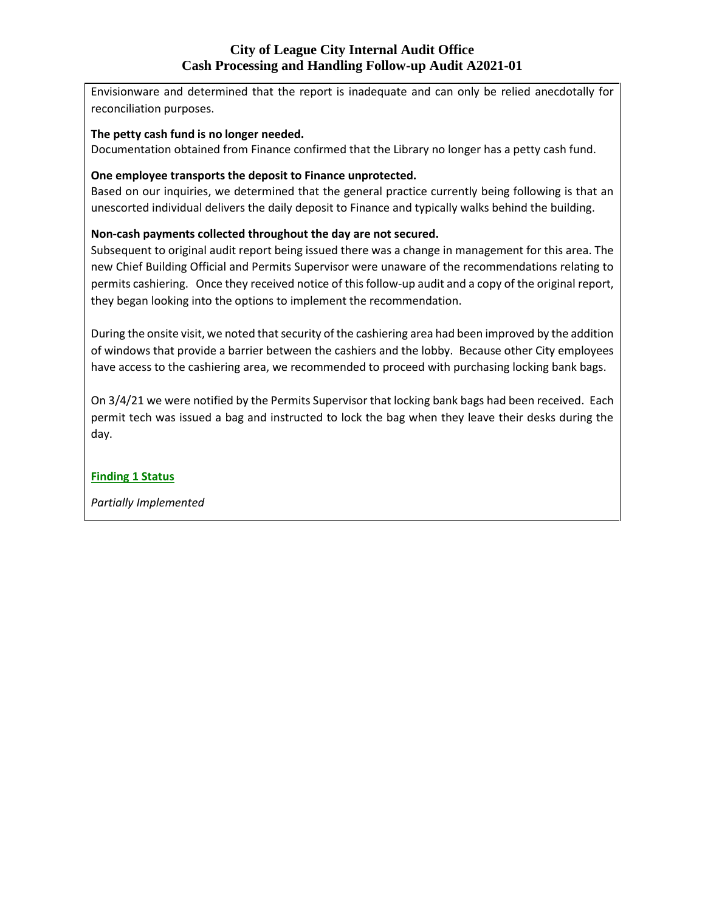Envisionware and determined that the report is inadequate and can only be relied anecdotally for reconciliation purposes.

**The petty cash fund is no longer needed.**

Documentation obtained from Finance confirmed that the Library no longer has a petty cash fund.

**One employee transports the deposit to Finance unprotected.**

Based on our inquiries, we determined that the general practice currently being following is that an unescorted individual delivers the daily deposit to Finance and typically walks behind the building.

**Non-cash payments collected throughout the day are not secured.**

Subsequent to original audit report being issued there was a change in management for this area. The new Chief Building Official and Permits Supervisor were unaware of the recommendations relating to permits cashiering. Once they received notice of this follow-up audit and a copy of the original report, they began looking into the options to implement the recommendation.

During the onsite visit, we noted that security of the cashiering area had been improved by the addition of windows that provide a barrier between the cashiers and the lobby. Because other City employees have access to the cashiering area, we recommended to proceed with purchasing locking bank bags.

On 3/4/21 we were notified by the Permits Supervisor that locking bank bags had been received. Each permit tech was issued a bag and instructed to lock the bag when they leave their desks during the day.

**Finding 1 Status**

*Partially Implemented*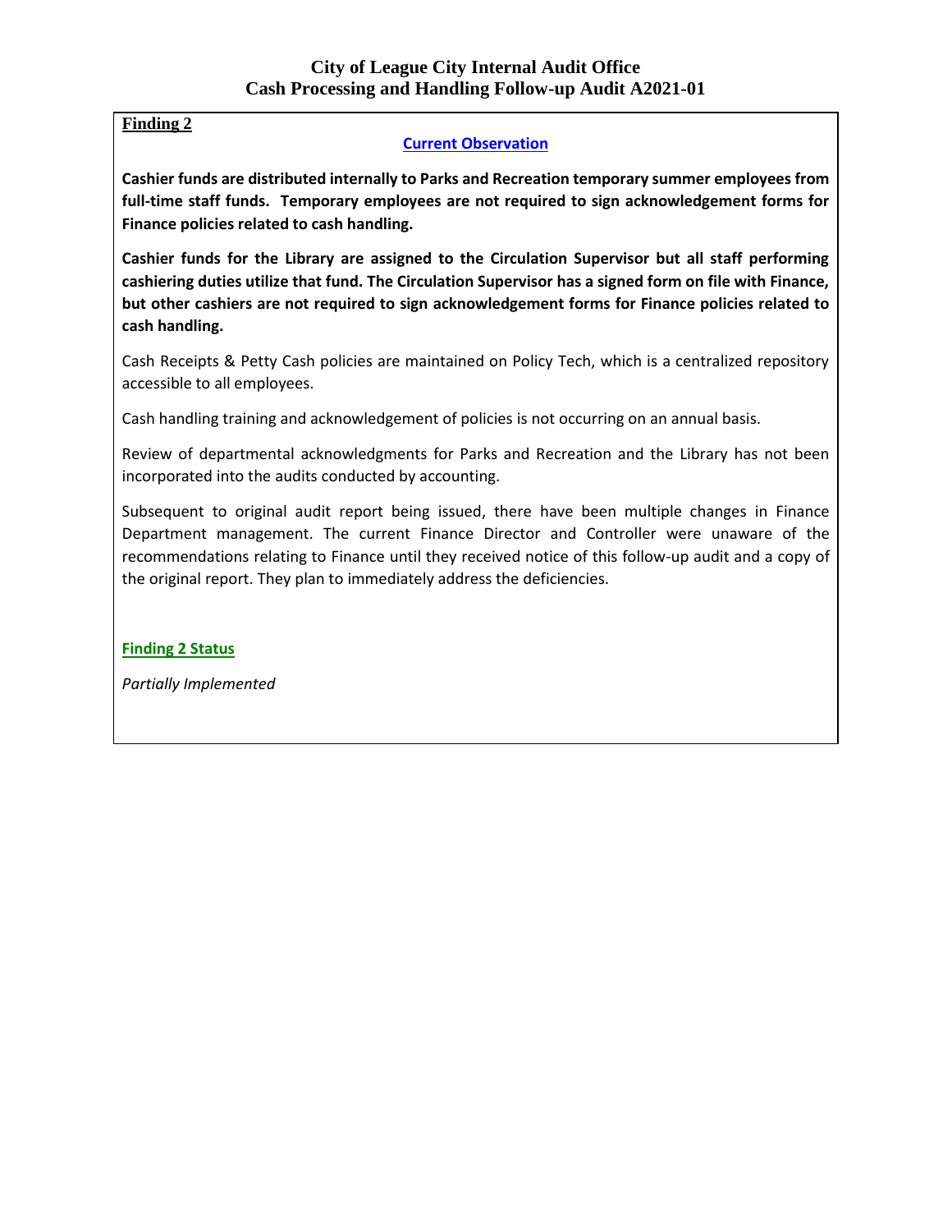**Finding 2**

**Current Observation**

**Cashier funds are distributed internally to Parks and Recreation temporary summer employees from full-time staff funds. Temporary employees are not required to sign acknowledgement forms for Finance policies related to cash handling.**

**Cashier funds for the Library are assigned to the Circulation Supervisor but all staff performing cashiering duties utilize that fund. The Circulation Supervisor has a signed form on file with Finance, but other cashiers are not required to sign acknowledgement forms for Finance policies related to cash handling.**

Cash Receipts & Petty Cash policies are maintained on Policy Tech, which is a centralized repository accessible to all employees.

Cash handling training and acknowledgement of policies is not occurring on an annual basis.

Review of departmental acknowledgments for Parks and Recreation and the Library has not been incorporated into the audits conducted by accounting.

Subsequent to original audit report being issued, there have been multiple changes in Finance Department management. The current Finance Director and Controller were unaware of the recommendations relating to Finance until they received notice of this follow-up audit and a copy of the original report. They plan to immediately address the deficiencies.

**Finding 2 Status**

*Partially Implemented*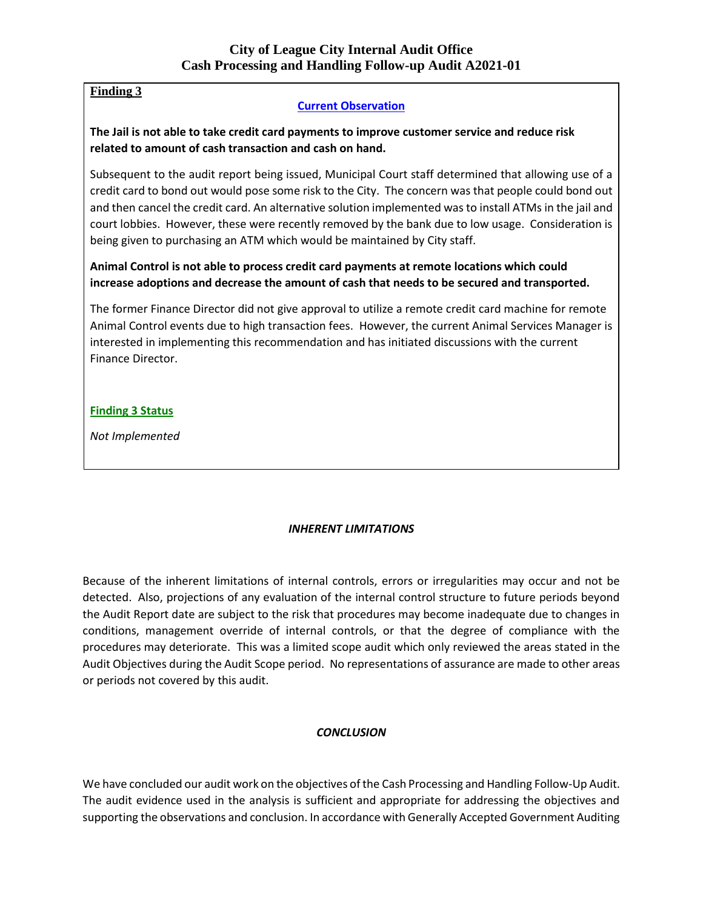**Finding 3**

**Current Observation**

**The Jail is not able to take credit card payments to improve customer service and reduce risk related to amount of cash transaction and cash on hand.**

Subsequent to the audit report being issued, Municipal Court staff determined that allowing use of a credit card to bond out would pose some risk to the City. The concern was that people could bond out and then cancel the credit card. An alternative solution implemented was to install ATMs in the jail and court lobbies. However, these were recently removed by the bank due to low usage. Consideration is being given to purchasing an ATM which would be maintained by City staff.

**Animal Control is not able to process credit card payments at remote locations which could increase adoptions and decrease the amount of cash that needs to be secured and transported.**

The former Finance Director did not give approval to utilize a remote credit card machine for remote Animal Control events due to high transaction fees. However, the current Animal Services Manager is interested in implementing this recommendation and has initiated discussions with the current Finance Director.

**Finding 3 Status**

*Not Implemented*

## *INHERENT LIMITATIONS*

Because of the inherent limitations of internal controls, errors or irregularities may occur and not be detected. Also, projections of any evaluation of the internal control structure to future periods beyond the Audit Report date are subject to the risk that procedures may become inadequate due to changes in conditions, management override of internal controls, or that the degree of compliance with the procedures may deteriorate. This was a limited scope audit which only reviewed the areas stated in the Audit Objectives during the Audit Scope period. No representations of assurance are made to other areas or periods not covered by this audit.

## *CONCLUSION*

We have concluded our audit work on the objectives of the Cash Processing and Handling Follow-Up Audit. The audit evidence used in the analysis is sufficient and appropriate for addressing the objectives and supporting the observations and conclusion. In accordance with Generally Accepted Government Auditing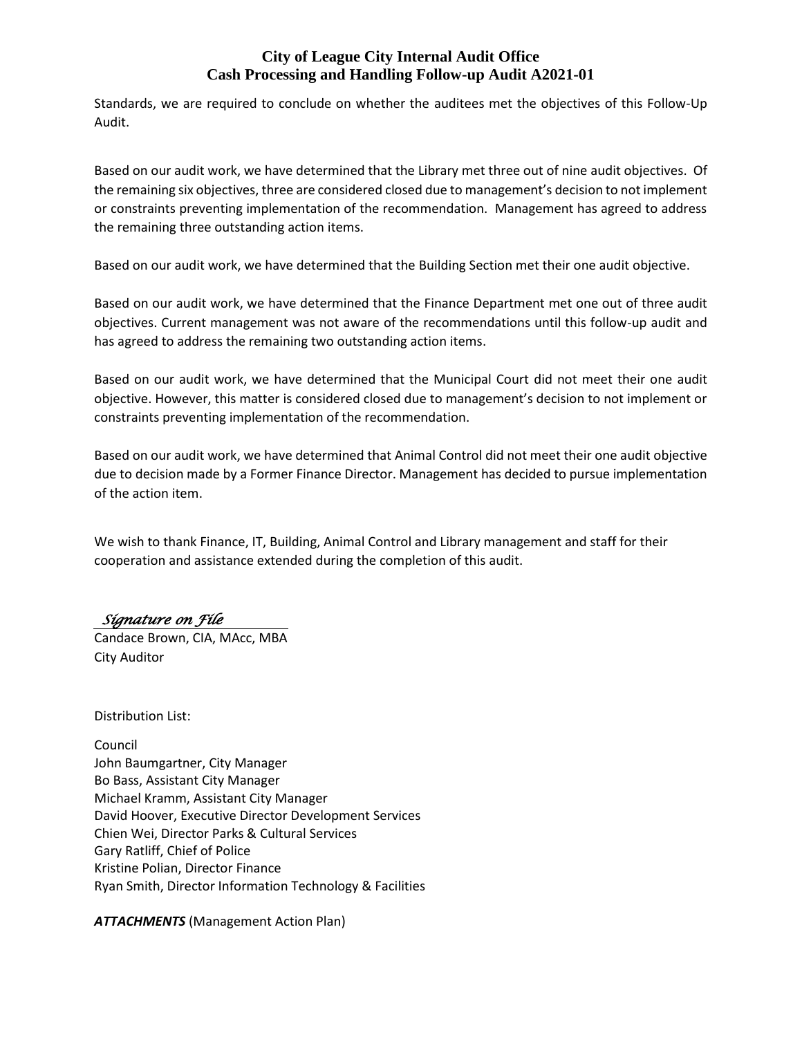Standards, we are required to conclude on whether the auditees met the objectives of this Follow-Up Audit.

Based on our audit work, we have determined that the Library met three out of nine audit objectives. Of the remaining six objectives, three are considered closed due to management's decision to not implement or constraints preventing implementation of the recommendation. Management has agreed to address the remaining three outstanding action items.

Based on our audit work, we have determined that the Building Section met their one audit objective.

Based on our audit work, we have determined that the Finance Department met one out of three audit objectives. Current management was not aware of the recommendations until this follow-up audit and has agreed to address the remaining two outstanding action items.

Based on our audit work, we have determined that the Municipal Court did not meet their one audit objective. However, this matter is considered closed due to management's decision to not implement or constraints preventing implementation of the recommendation.

Based on our audit work, we have determined that Animal Control did not meet their one audit objective due to decision made by a Former Finance Director. Management has decided to pursue implementation of the action item.

We wish to thank Finance, IT, Building, Animal Control and Library management and staff for their cooperation and assistance extended during the completion of this audit.

*Signature on File*

Candace Brown, CIA, MAcc, MBA
City Auditor

Distribution List:

Council
John Baumgartner, City Manager
Bo Bass, Assistant City Manager
Michael Kramm, Assistant City Manager
David Hoover, Executive Director Development Services
Chien Wei, Director Parks & Cultural Services
Gary Ratliff, Chief of Police
Kristine Polian, Director Finance
Ryan Smith, Director Information Technology & Facilities

***ATTACHMENTS*** (Management Action Plan)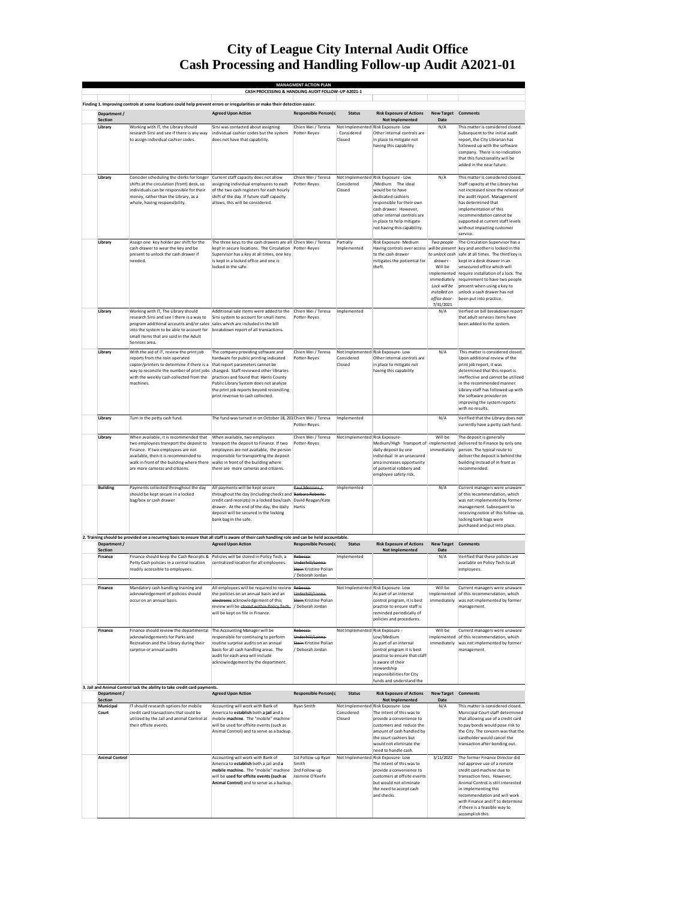# City of League City Internal Audit Office
# Cash Processing and Handling Follow-up Audit A2021-01

**MANAGMENT ACTION PLAN**

**CASH PROCESSING & HANDLING AUDIT FOLLOW-UP A2021-1**

**Finding 1. Improving controls at some locations could help prevent errors or irregularities or make their detection easier.**

| Department / Section | | Agreed Upon Action | Responsible Person(s) | Status | Risk Exposure of Actions Not Implemented | New Target Date | Comments |
|---|---|---|---|---|---|---|---|
| Library | Working with IT, the Library should research Sirsi and see if there is any way to assign individual cashier codes. | Sirsi was contacted about assigning individual cashier codes but the system does not have that capability. | Chien Wei / Teresa Potter-Reyes | Not Implemented - Considered Closed | Risk Exposure- Low Other internal controls are in place to mitigate not having this capability | N/A | This matter is considered closed. Subsequent to the initial audit report, the City Librarian has followed up with the software company. There is no indication that this functionality will be added in the near future. |
| Library | Consider scheduling the clerks for longer shifts at the circulation (front) desk, so individuals can be responsible for their money, rather than the Library, as a whole, having responsibility. | Current staff capacity does not allow assigning individual employees to each of the two cash registers for each hourly shift of the day. If future staff capacity allows, this will be considered. | Chien Wei / Teresa Potter-Reyes | Not Implemented Considered Closed | Risk Exposure - Low /Medium The ideal would be to have dedicated cashiers responsible for their own cash drawer. However, other internal controls are in place to help mitigate not having this capability. | N/A | This matter is considered closed. Staff capacity at the Library has not increased since the release of the audit report. Management has determined that implementation of this recommendation cannot be supported at current staff levels without impacting customer service. |
| Library | Assign one key holder per shift for the cash drawer to wear the key and be present to unlock the cash drawer if needed. | The three keys to the cash drawers are all kept in secure locations. The Circulation Supervisor has a key with them at all times, one key is kept in a locked office and one is locked in the safe. | Chien Wei / Teresa Potter-Reyes | Partially Implemented | Risk Exposure- Medium Having controls over access to the cash drawer mitigates the potential for theft. | *Two people will be present to unlock cash drawer - Will be implemented immediately Lock will be installed on office door - 7/31/2021* | The Circulation Supervisor has a key and another is locked in the safe at all times. The third key is kept in a desk drawer in an unsecured office which will require installation of a lock. The requirement to have two people present when using a key to unlock a cash drawer has not been put into practice. |
| Library | Working with IT, The Library should research Sirsi and see I there is a way to program additional accounts and/or sales into the system to be able to account for small items that are sold in the Adult Services area. | Additional sale items were added to the Sirsi system to account for small items sales which are included in the bill breakdown report of all transactions. | Chien Wei / Teresa Potter-Reyes | Implemented | | N/A | Verfied on bill breakdown report that adult services items have been added to the system. |
| Library | With the aid of IT, review the print job reports from the coin operated copier/printers to determine if there is a way to reconcile the number of print jobs with the weekly cash collected from the machines. | The company providing software and hardware for public printing indicated that report parameters cannot be changed. Staff reviewed other libraries practices and found that Harris County Public Library System does not analyze the print job reports beyond reconciling print revenue to cash collected. | Chien Wei / Teresa Potter-Reyes | Not Implemented Considered Closed | Risk Exposure- Low Other internal controls are in place to mitigate not having this capability | N/A | This matter is considered closed. Upon additional review of the print job report, it was determined that this report is ineffective and cannot be utilized in the recommended manner. Library staff has followed up with the software provider on improving the system reports with no results. |
| Library | Turn in the petty cash fund. | The fund was turned in on October 18, 201 | Chien Wei / Teresa Potter-Reyes | Implemented | | N/A | Verified that the Library does not currently have a petty cash fund. |
| Library | When available, it is recommended that two employees transport the deposit to Finance. If two employees are not available, then it is recommended to walk in front of the building where there are more cameras and citizens. | When available, two employees transport the deposit to Finance. If two employees are not available, the person responsible for transporting the deposit walks in front of the building where there are more cameras and citizens. | Chien Wei / Teresa Potter-Reyes | Not Implemented | Risk Exposure- Medium/High Transport of daily deposit by one individual in an unsecured area increases opportunity of potential robbery and employee safety risk. | Will be implemented immediately | The deposit is generally delivered to Finance by only one person. The typical route to deliver the deposit is behind the building instead of in front as recommended. |
| Building | Payments collected throughout the day should be kept secure in a locked bag/box or cash drawer | All payments will be kept secure throughout the day (including checks and credit card receipts) in a locked box/cash drawer. At the end of the day, the daily deposit will be secured in the locking bank bag in the safe. | Paul Menzies / ~~Barbara Roberts~~ David Reagan/Kate Harris | Implemented | | N/A | Current managers were unaware of this recommendation, which was not implemented by former management. Subsequent to receiving notice of this follow-up, locking bank bags were purchased and put into place. |

**2. Training should be provided on a recurring basis to ensure that all staff is aware of their cash handling role and can be held accountable.**

| Department / Section | | Agreed Upon Action | Responsible Person(s) | Status | Risk Exposure of Actions Not Implemented | New Target Date | Comments |
|---|---|---|---|---|---|---|---|
| Finance | Finance should keep the Cash Receipts & Petty Cash policies in a central location readily accessible to employees. | Policies will be stored in Policy Tech, a centralized location for all employees. | ~~Rebecca Underhill/Lonna Stein~~ Kristine Polian / Deborah Jordan | Implemented | | N/A | Verified that these policies are available on Policy Tech to all employees. |
| Finance | Mandatory cash handling training and acknowledgement of policies should occur on an annual basis. | All employees will be required to review the policies on an annual basis and an ~~electronic~~ acknowledgement of this review will be ~~stored within Policy Tech.~~ will be kept on file in Finance. | ~~Rebecca Underhill/Lonna Stein~~ Kristine Polian / Deborah Jordan | Not Implemented | Risk Exposure- Low As part of an internal control program, it is best practice to ensure staff is reminded periodically of policies and procedures. | Will be implemented immediately | Current managers were unaware of this recommendation, which was not implemented by former management. |
| Finance | Finance should review the departmental acknowledgements for Parks and Recreation and the Library during their surprise or annual audits | The Accounting Manager will be responsible for continuing to perform routine surprise audits on an annual basis for all cash handling areas. The audit for each area will include acknowledgement by the department. | ~~Rebecca Underhill/Lonna Stein~~ Kristine Polian / Deborah Jordan | Not Implemented | Risk Exposure - Low/Medium As part of an internal control program it is best practice to ensure that staff is aware of their stewardship responsibilities for City funds and understand the | Will be implemented immediately | Current managers were unaware of this recommendation, which was not implemented by former management. |

**3. Jail and Animal Control lack the ability to take credit card payments.**

| Department / Section | | Agreed Upon Action | Responsible Person(s) | Status | Risk Exposure of Actions Not Implemented | New Target Date | Comments |
|---|---|---|---|---|---|---|---|
| Municipal Court | IT should research options for mobile credit card transactions that could be utilized by the Jail and animal Control at their offsite events. | Accounting will work with Bank of America to **establish** both **a jail** and a mobile **machine**. The "mobile" machine will be used for offsite events (such as Animal Control) and to serve as a backup. | Ryan Smith | Not Implemented Considered Closed | Risk Exposure- Low The intent of this was to provide a convenience to customers and reduce the amount of cash handled by the court cashiers but would not eliminate the need to handle cash. | N/A | This matter is considered closed. Municipal Court staff determined that allowing use of a credit card to pay bonds would pose risk to the City. The concern was that the cardholder would cancel the transaction after bonding out. |
| Animal Control | | Accounting will work with Bank of America to **establish** both a jail and **a mobile machine.** The "mobile" machine will be **used for offsite events (such as Animal Control)** and to serve as a backup. | 1st Follow-up Ryan Smith 2nd Follow-up Jasmine O'Keefe | Not Implemented | Risk Exposure- Low The intent of this was to provide a convenience to customers at offsite events but would not eliminate the need to accept cash and checks. | 3/11/2022 | The former Finance Director did not approve use of a remote credit card machine due to transaction fees. However, Animal Control is still interested in implementing this recommendation and will work with Finance and IT to determine if there is a feasible way to accomplish this. |